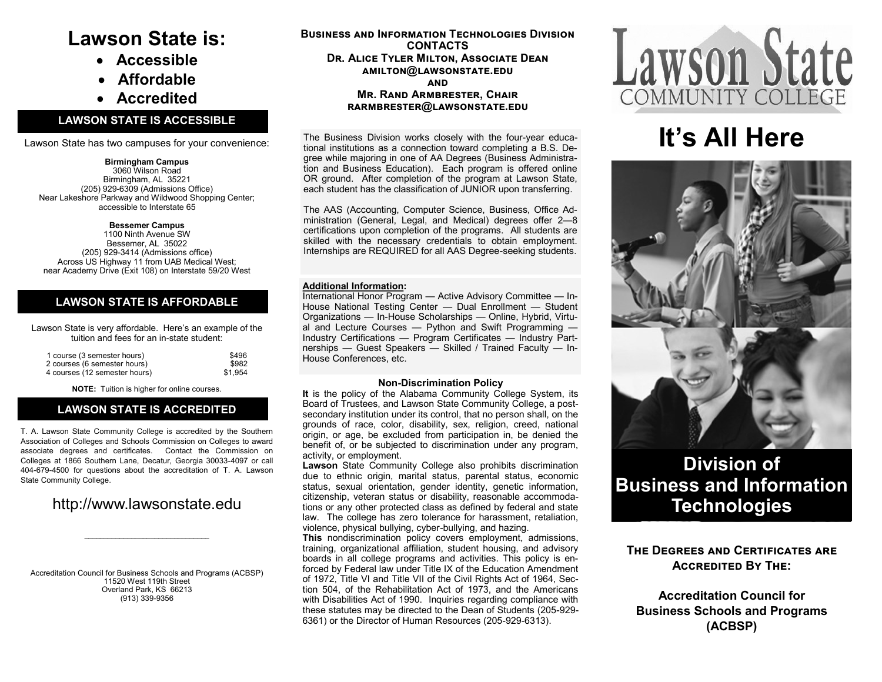# Lawson State is:

- **Accessible**
- **Affordable**
- **Accredited**

## LAWSON STATE IS ACCESSIBLE

Lawson State has two campuses for your convenience:

**Birmingham Campus**
3060 Wilson Road
Birmingham, AL 35221
(205) 929-6309 (Admissions Office)
Near Lakeshore Parkway and Wildwood Shopping Center; accessible to Interstate 65

**Bessemer Campus**
1100 Ninth Avenue SW
Bessemer, AL 35022
(205) 929-3414 (Admissions office)
Across US Highway 11 from UAB Medical West; near Academy Drive (Exit 108) on Interstate 59/20 West

## LAWSON STATE IS AFFORDABLE

Lawson State is very affordable. Here's an example of the tuition and fees for an in-state student:

| | |
|---|---|
| 1 course (3 semester hours) | $496 |
| 2 courses (6 semester hours) | $982 |
| 4 courses (12 semester hours) | $1,954 |

**NOTE:** Tuition is higher for online courses.

## LAWSON STATE IS ACCREDITED

T. A. Lawson State Community College is accredited by the Southern Association of Colleges and Schools Commission on Colleges to award associate degrees and certificates. Contact the Commission on Colleges at 1866 Southern Lane, Decatur, Georgia 30033-4097 or call 404-679-4500 for questions about the accreditation of T. A. Lawson State Community College.

http://www.lawsonstate.edu

Accreditation Council for Business Schools and Programs (ACBSP)
11520 West 119th Street
Overland Park, KS 66213
(913) 339-9356

**Business and Information Technologies Division CONTACTS**
**Dr. Alice Tyler Milton, Associate Dean**
**amilton@lawsonstate.edu**
**and**
**Mr. Rand Armbrester, Chair**
**rarmbrester@lawsonstate.edu**

The Business Division works closely with the four-year educational institutions as a connection toward completing a B.S. Degree while majoring in one of AA Degrees (Business Administration and Business Education). Each program is offered online OR ground. After completion of the program at Lawson State, each student has the classification of JUNIOR upon transferring.

The AAS (Accounting, Computer Science, Business, Office Administration (General, Legal, and Medical) degrees offer 2—8 certifications upon completion of the programs. All students are skilled with the necessary credentials to obtain employment. Internships are REQUIRED for all AAS Degree-seeking students.

**Additional Information:**
International Honor Program — Active Advisory Committee — In-House National Testing Center — Dual Enrollment — Student Organizations — In-House Scholarships — Online, Hybrid, Virtual and Lecture Courses — Python and Swift Programming — Industry Certifications — Program Certificates — Industry Partnerships — Guest Speakers — Skilled / Trained Faculty — In-House Conferences, etc.

### Non-Discrimination Policy

**It** is the policy of the Alabama Community College System, its Board of Trustees, and Lawson State Community College, a post-secondary institution under its control, that no person shall, on the grounds of race, color, disability, sex, religion, creed, national origin, or age, be excluded from participation in, be denied the benefit of, or be subjected to discrimination under any program, activity, or employment.

**Lawson** State Community College also prohibits discrimination due to ethnic origin, marital status, parental status, economic status, sexual orientation, gender identity, genetic information, citizenship, veteran status or disability, reasonable accommodations or any other protected class as defined by federal and state law. The college has zero tolerance for harassment, retaliation, violence, physical bullying, cyber-bullying, and hazing.

**This** nondiscrimination policy covers employment, admissions, training, organizational affiliation, student housing, and advisory boards in all college programs and activities. This policy is enforced by Federal law under Title IX of the Education Amendment of 1972, Title VI and Title VII of the Civil Rights Act of 1964, Section 504, of the Rehabilitation Act of 1973, and the Americans with Disabilities Act of 1990. Inquiries regarding compliance with these statutes may be directed to the Dean of Students (205-929-6361) or the Director of Human Resources (205-929-6313).

Lawson State
COMMUNITY COLLEGE

# It's All Here

# Division of Business and Information Technologies

**The Degrees and Certificates are Accredited By The:**

**Accreditation Council for Business Schools and Programs (ACBSP)**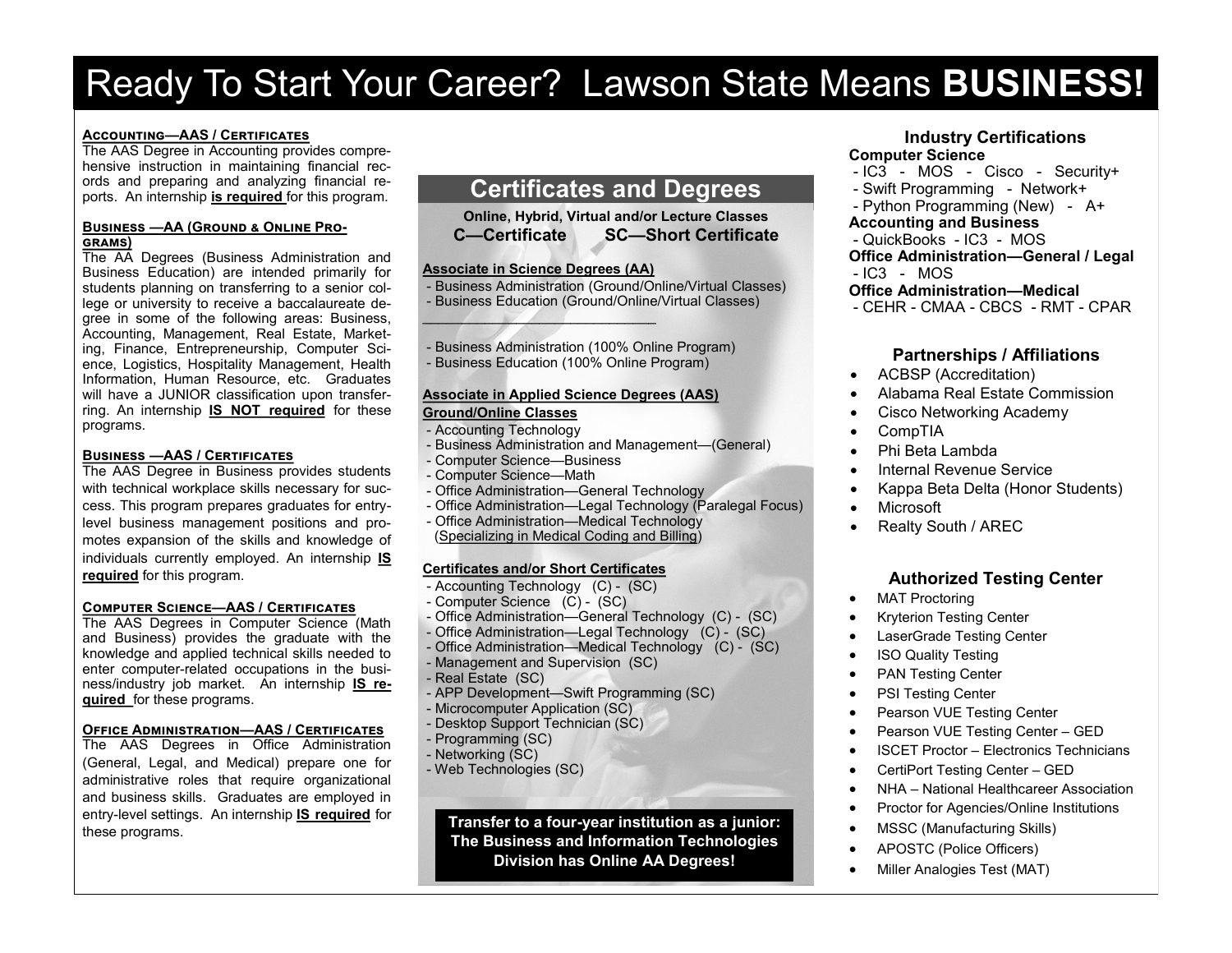# Ready To Start Your Career? Lawson State Means **BUSINESS!**

### ACCOUNTING—AAS / CERTIFICATES

The AAS Degree in Accounting provides comprehensive instruction in maintaining financial records and preparing and analyzing financial reports. An internship **is required** for this program.

### BUSINESS —AA (GROUND & ONLINE PROGRAMS)

The AA Degrees (Business Administration and Business Education) are intended primarily for students planning on transferring to a senior college or university to receive a baccalaureate degree in some of the following areas: Business, Accounting, Management, Real Estate, Marketing, Finance, Entrepreneurship, Computer Science, Logistics, Hospitality Management, Health Information, Human Resource, etc. Graduates will have a JUNIOR classification upon transferring. An internship **IS NOT required** for these programs.

### BUSINESS —AAS / CERTIFICATES

The AAS Degree in Business provides students with technical workplace skills necessary for success. This program prepares graduates for entry-level business management positions and promotes expansion of the skills and knowledge of individuals currently employed. An internship **IS required** for this program.

### COMPUTER SCIENCE—AAS / CERTIFICATES

The AAS Degrees in Computer Science (Math and Business) provides the graduate with the knowledge and applied technical skills needed to enter computer-related occupations in the business/industry job market. An internship **IS required** for these programs.

### OFFICE ADMINISTRATION—AAS / CERTIFICATES

The AAS Degrees in Office Administration (General, Legal, and Medical) prepare one for administrative roles that require organizational and business skills. Graduates are employed in entry-level settings. An internship **IS required** for these programs.

## Certificates and Degrees

**Online, Hybrid, Virtual and/or Lecture Classes**

**C—Certificate SC—Short Certificate**

**Associate in Science Degrees (AA)**

- Business Administration (Ground/Online/Virtual Classes)
- Business Education (Ground/Online/Virtual Classes)

---

- Business Administration (100% Online Program)
- Business Education (100% Online Program)

**Associate in Applied Science Degrees (AAS)**

**Ground/Online Classes**

- Accounting Technology
- Business Administration and Management—(General)
- Computer Science—Business
- Computer Science—Math
- Office Administration—General Technology
- Office Administration—Legal Technology (Paralegal Focus)
- Office Administration—Medical Technology (Specializing in Medical Coding and Billing)

**Certificates and/or Short Certificates**

- Accounting Technology (C) - (SC)
- Computer Science (C) - (SC)
- Office Administration—General Technology (C) - (SC)
- Office Administration—Legal Technology (C) - (SC)
- Office Administration—Medical Technology (C) - (SC)
- Management and Supervision (SC)
- Real Estate (SC)
- APP Development—Swift Programming (SC)
- Microcomputer Application (SC)
- Desktop Support Technician (SC)
- Programming (SC)
- Networking (SC)
- Web Technologies (SC)

**Transfer to a four-year institution as a junior: The Business and Information Technologies Division has Online AA Degrees!**

## Industry Certifications

**Computer Science**

- IC3 - MOS - Cisco - Security+
- Swift Programming - Network+
- Python Programming (New) - A+

**Accounting and Business**

- QuickBooks - IC3 - MOS

**Office Administration—General / Legal**

- IC3 - MOS

**Office Administration—Medical**

- CEHR - CMAA - CBCS - RMT - CPAR

## Partnerships / Affiliations

- ACBSP (Accreditation)
- Alabama Real Estate Commission
- Cisco Networking Academy
- CompTIA
- Phi Beta Lambda
- Internal Revenue Service
- Kappa Beta Delta (Honor Students)
- Microsoft
- Realty South / AREC

## Authorized Testing Center

- MAT Proctoring
- Kryterion Testing Center
- LaserGrade Testing Center
- ISO Quality Testing
- PAN Testing Center
- PSI Testing Center
- Pearson VUE Testing Center
- Pearson VUE Testing Center – GED
- ISCET Proctor – Electronics Technicians
- CertiPort Testing Center – GED
- NHA – National Healthcareer Association
- Proctor for Agencies/Online Institutions
- MSSC (Manufacturing Skills)
- APOSTC (Police Officers)
- Miller Analogies Test (MAT)